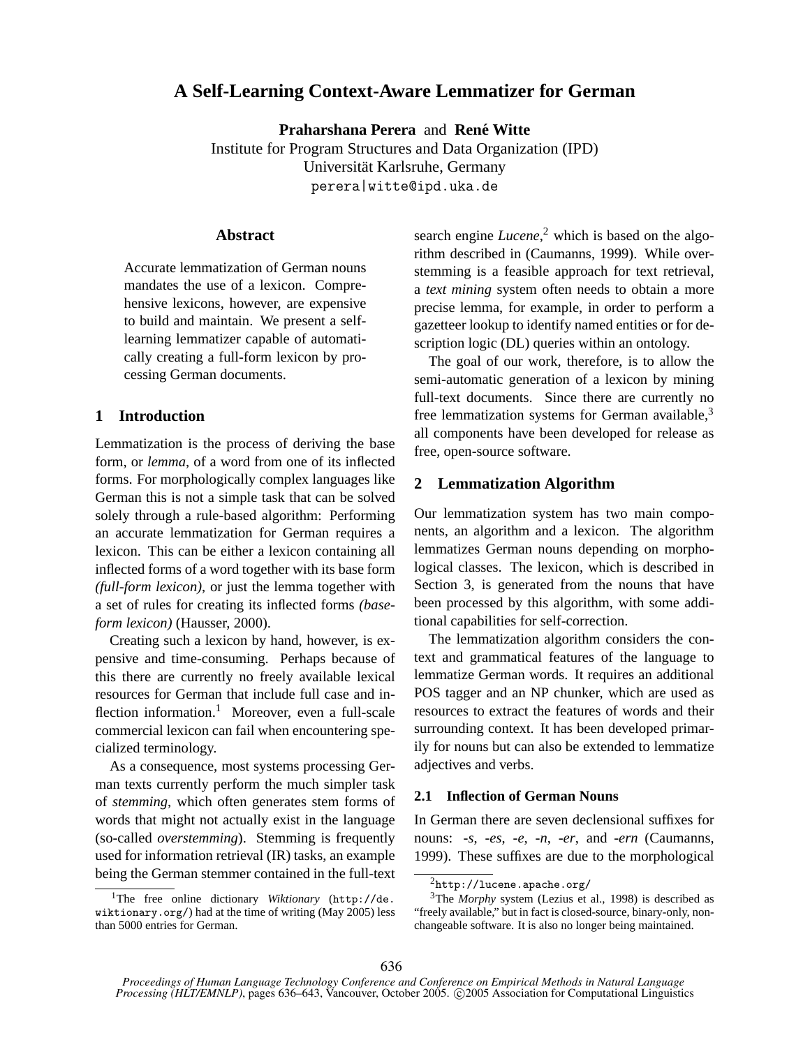# A Self-Learning Context-Aware Lemmatizer for German

**Praharshana Perera** and **René Witte**
Institute for Program Structures and Data Organization (IPD)
Universität Karlsruhe, Germany
perera|witte@ipd.uka.de

## Abstract

Accurate lemmatization of German nouns mandates the use of a lexicon. Comprehensive lexicons, however, are expensive to build and maintain. We present a self-learning lemmatizer capable of automatically creating a full-form lexicon by processing German documents.

## 1 Introduction

Lemmatization is the process of deriving the base form, or *lemma*, of a word from one of its inflected forms. For morphologically complex languages like German this is not a simple task that can be solved solely through a rule-based algorithm: Performing an accurate lemmatization for German requires a lexicon. This can be either a lexicon containing all inflected forms of a word together with its base form *(full-form lexicon)*, or just the lemma together with a set of rules for creating its inflected forms *(base-form lexicon)* (Hausser, 2000).

Creating such a lexicon by hand, however, is expensive and time-consuming. Perhaps because of this there are currently no freely available lexical resources for German that include full case and inflection information.[1] Moreover, even a full-scale commercial lexicon can fail when encountering specialized terminology.

As a consequence, most systems processing German texts currently perform the much simpler task of *stemming*, which often generates stem forms of words that might not actually exist in the language (so-called *overstemming*). Stemming is frequently used for information retrieval (IR) tasks, an example being the German stemmer contained in the full-text search engine *Lucene*,[2] which is based on the algorithm described in (Caumanns, 1999). While overstemming is a feasible approach for text retrieval, a *text mining* system often needs to obtain a more precise lemma, for example, in order to perform a gazetteer lookup to identify named entities or for description logic (DL) queries within an ontology.

The goal of our work, therefore, is to allow the semi-automatic generation of a lexicon by mining full-text documents. Since there are currently no free lemmatization systems for German available,[3] all components have been developed for release as free, open-source software.

## 2 Lemmatization Algorithm

Our lemmatization system has two main components, an algorithm and a lexicon. The algorithm lemmatizes German nouns depending on morphological classes. The lexicon, which is described in Section 3, is generated from the nouns that have been processed by this algorithm, with some additional capabilities for self-correction.

The lemmatization algorithm considers the context and grammatical features of the language to lemmatize German words. It requires an additional POS tagger and an NP chunker, which are used as resources to extract the features of words and their surrounding context. It has been developed primarily for nouns but can also be extended to lemmatize adjectives and verbs.

### 2.1 Inflection of German Nouns

In German there are seven declensional suffixes for nouns: *-s*, *-es*, *-e*, *-n*, *-er*, and *-ern* (Caumanns, 1999). These suffixes are due to the morphological

---

[1] The free online dictionary *Wiktionary* (http://de.wiktionary.org/) had at the time of writing (May 2005) less than 5000 entries for German.

[2] http://lucene.apache.org/

[3] The *Morphy* system (Lezius et al., 1998) is described as "freely available," but in fact is closed-source, binary-only, non-changeable software. It is also no longer being maintained.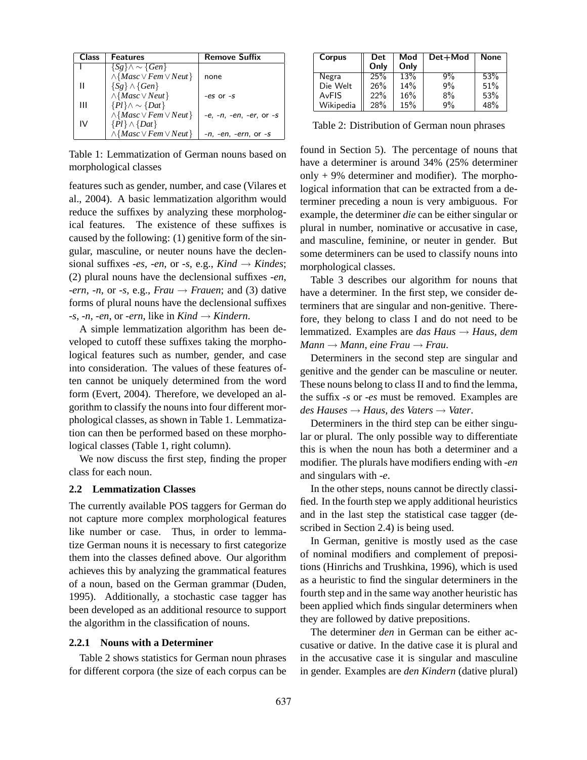| Class | Features | Remove Suffix |
|---|---|---|
| I | $\{Sg\} \wedge \sim \{Gen\}$ $\wedge\{Masc \vee Fem \vee Neut\}$ | none |
| II | $\{Sg\} \wedge \{Gen\}$ $\wedge\{Masc \vee Neut\}$ | *-es* or *-s* |
| III | $\{Pl\} \wedge \sim \{Dat\}$ $\wedge\{Masc \vee Fem \vee Neut\}$ | *-e*, *-n*, *-en*, *-er*, or *-s* |
| IV | $\{Pl\} \wedge \{Dat\}$ $\wedge\{Masc \vee Fem \vee Neut\}$ | *-n*, *-en*, *-ern*, or *-s* |

Table 1: Lemmatization of German nouns based on morphological classes

features such as gender, number, and case (Vilares et al., 2004). A basic lemmatization algorithm would reduce the suffixes by analyzing these morphological features. The existence of these suffixes is caused by the following: (1) genitive form of the singular, masculine, or neuter nouns have the declensional suffixes *-es*, *-en*, or *-s*, e.g., *Kind* → *Kindes*; (2) plural nouns have the declensional suffixes *-en*, *-ern*, *-n*, or *-s*, e.g., *Frau* → *Frauen*; and (3) dative forms of plural nouns have the declensional suffixes *-s*, *-n*, *-en*, or *-ern*, like in *Kind* → *Kindern*.

A simple lemmatization algorithm has been developed to cutoff these suffixes taking the morphological features such as number, gender, and case into consideration. The values of these features often cannot be uniquely determined from the word form (Evert, 2004). Therefore, we developed an algorithm to classify the nouns into four different morphological classes, as shown in Table 1. Lemmatization can then be performed based on these morphological classes (Table 1, right column).

We now discuss the first step, finding the proper class for each noun.

### 2.2 Lemmatization Classes

The currently available POS taggers for German do not capture more complex morphological features like number or case. Thus, in order to lemmatize German nouns it is necessary to first categorize them into the classes defined above. Our algorithm achieves this by analyzing the grammatical features of a noun, based on the German grammar (Duden, 1995). Additionally, a stochastic case tagger has been developed as an additional resource to support the algorithm in the classification of nouns.

#### 2.2.1 Nouns with a Determiner

Table 2 shows statistics for German noun phrases for different corpora (the size of each corpus can be found in Section 5). The percentage of nouns that have a determiner is around 34% (25% determiner only + 9% determiner and modifier). The morphological information that can be extracted from a determiner preceding a noun is very ambiguous. For example, the determiner *die* can be either singular or plural in number, nominative or accusative in case, and masculine, feminine, or neuter in gender. But some determiners can be used to classify nouns into morphological classes.

| Corpus | Det Only | Mod Only | Det+Mod | None |
|---|---|---|---|---|
| Negra | 25% | 13% | 9% | 53% |
| Die Welt | 26% | 14% | 9% | 51% |
| AvFIS | 22% | 16% | 8% | 53% |
| Wikipedia | 28% | 15% | 9% | 48% |

Table 2: Distribution of German noun phrases

Table 3 describes our algorithm for nouns that have a determiner. In the first step, we consider determiners that are singular and non-genitive. Therefore, they belong to class I and do not need to be lemmatized. Examples are *das Haus* → *Haus*, *dem Mann* → *Mann*, *eine Frau* → *Frau*.

Determiners in the second step are singular and genitive and the gender can be masculine or neuter. These nouns belong to class II and to find the lemma, the suffix *-s* or *-es* must be removed. Examples are *des Hauses* → *Haus*, *des Vaters* → *Vater*.

Determiners in the third step can be either singular or plural. The only possible way to differentiate this is when the noun has both a determiner and a modifier. The plurals have modifiers ending with *-en* and singulars with *-e*.

In the other steps, nouns cannot be directly classified. In the fourth step we apply additional heuristics and in the last step the statistical case tagger (described in Section 2.4) is being used.

In German, genitive is mostly used as the case of nominal modifiers and complement of prepositions (Hinrichs and Trushkina, 1996), which is used as a heuristic to find the singular determiners in the fourth step and in the same way another heuristic has been applied which finds singular determiners when they are followed by dative prepositions.

The determiner *den* in German can be either accusative or dative. In the dative case it is plural and in the accusative case it is singular and masculine in gender. Examples are *den Kindern* (dative plural)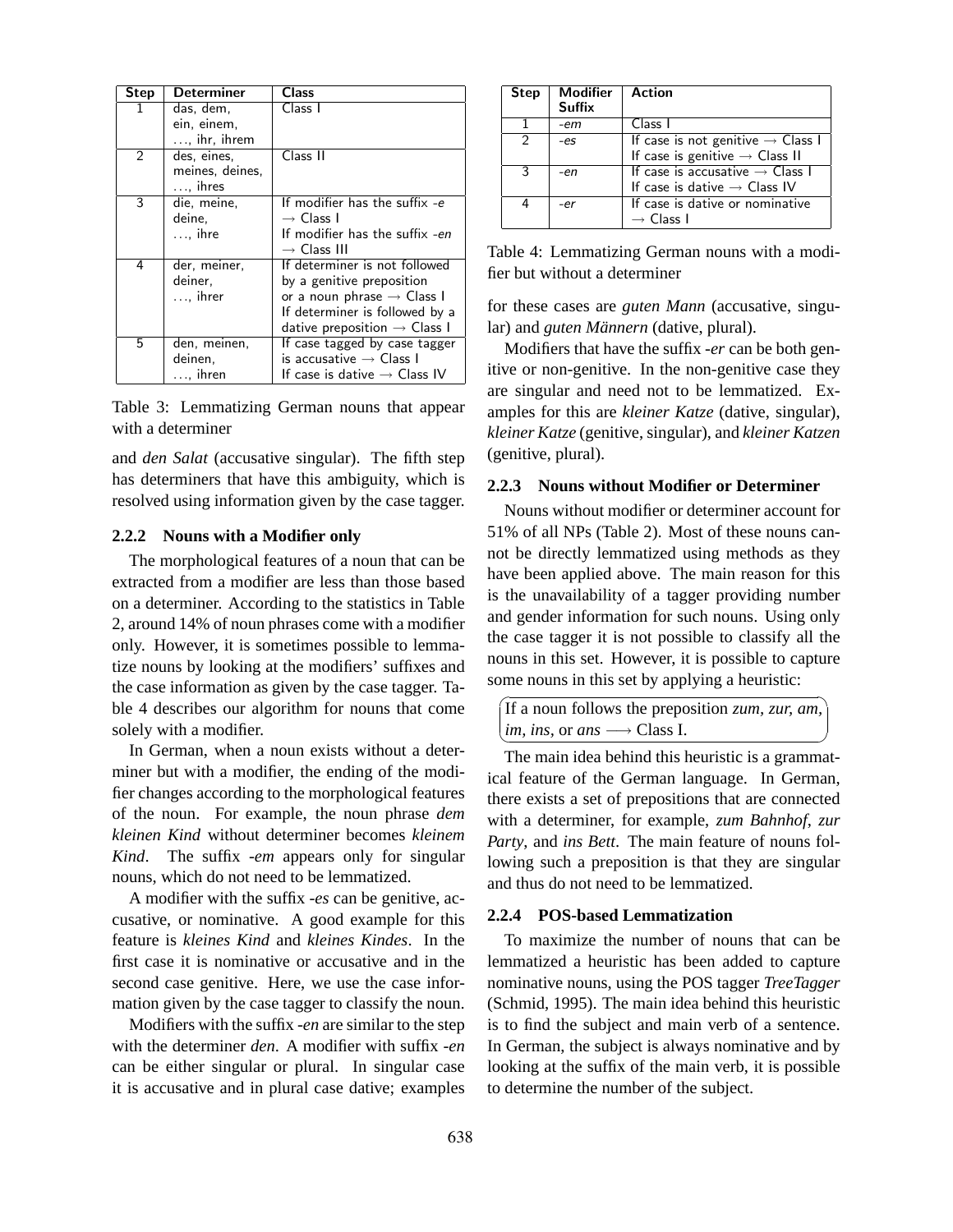| Step | Determiner | Class |
|---|---|---|
| 1 | das, dem, ein, einem, …, ihr, ihrem | Class I |
| 2 | des, eines, meines, deines, …, ihres | Class II |
| 3 | die, meine, deine, …, ihre | If modifier has the suffix *-e* → Class I<br>If modifier has the suffix *-en* → Class III |
| 4 | der, meiner, deiner, …, ihrer | If determiner is not followed by a genitive preposition or a noun phrase → Class I<br>If determiner is followed by a dative preposition → Class I |
| 5 | den, meinen, deinen, …, ihren | If case tagged by case tagger is accusative → Class I<br>If case is dative → Class IV |

Table 3: Lemmatizing German nouns that appear with a determiner

and *den Salat* (accusative singular). The fifth step has determiners that have this ambiguity, which is resolved using information given by the case tagger.

#### 2.2.2 Nouns with a Modifier only

The morphological features of a noun that can be extracted from a modifier are less than those based on a determiner. According to the statistics in Table 2, around 14% of noun phrases come with a modifier only. However, it is sometimes possible to lemmatize nouns by looking at the modifiers' suffixes and the case information as given by the case tagger. Table 4 describes our algorithm for nouns that come solely with a modifier.

In German, when a noun exists without a determiner but with a modifier, the ending of the modifier changes according to the morphological features of the noun. For example, the noun phrase *dem kleinen Kind* without determiner becomes *kleinem Kind*. The suffix *-em* appears only for singular nouns, which do not need to be lemmatized.

A modifier with the suffix *-es* can be genitive, accusative, or nominative. A good example for this feature is *kleines Kind* and *kleines Kindes*. In the first case it is nominative or accusative and in the second case genitive. Here, we use the case information given by the case tagger to classify the noun.

Modifiers with the suffix *-en* are similar to the step with the determiner *den*. A modifier with suffix *-en* can be either singular or plural. In singular case it is accusative and in plural case dative; examples

| Step | Modifier Suffix | Action |
|---|---|---|
| 1 | *-em* | Class I |
| 2 | *-es* | If case is not genitive → Class I<br>If case is genitive → Class II |
| 3 | *-en* | If case is accusative → Class I<br>If case is dative → Class IV |
| 4 | *-er* | If case is dative or nominative → Class I |

Table 4: Lemmatizing German nouns with a modifier but without a determiner

for these cases are *guten Mann* (accusative, singular) and *guten Männern* (dative, plural).

Modifiers that have the suffix *-er* can be both genitive or non-genitive. In the non-genitive case they are singular and need not to be lemmatized. Examples for this are *kleiner Katze* (dative, singular), *kleiner Katze* (genitive, singular), and *kleiner Katzen* (genitive, plural).

#### 2.2.3 Nouns without Modifier or Determiner

Nouns without modifier or determiner account for 51% of all NPs (Table 2). Most of these nouns cannot be directly lemmatized using methods as they have been applied above. The main reason for this is the unavailability of a tagger providing number and gender information for such nouns. Using only the case tagger it is not possible to classify all the nouns in this set. However, it is possible to capture some nouns in this set by applying a heuristic:

If a noun follows the preposition *zum*, *zur*, *am*, *im*, *ins*, or *ans* ⟶ Class I.

The main idea behind this heuristic is a grammatical feature of the German language. In German, there exists a set of prepositions that are connected with a determiner, for example, *zum Bahnhof*, *zur Party*, and *ins Bett*. The main feature of nouns following such a preposition is that they are singular and thus do not need to be lemmatized.

#### 2.2.4 POS-based Lemmatization

To maximize the number of nouns that can be lemmatized a heuristic has been added to capture nominative nouns, using the POS tagger *TreeTagger* (Schmid, 1995). The main idea behind this heuristic is to find the subject and main verb of a sentence. In German, the subject is always nominative and by looking at the suffix of the main verb, it is possible to determine the number of the subject.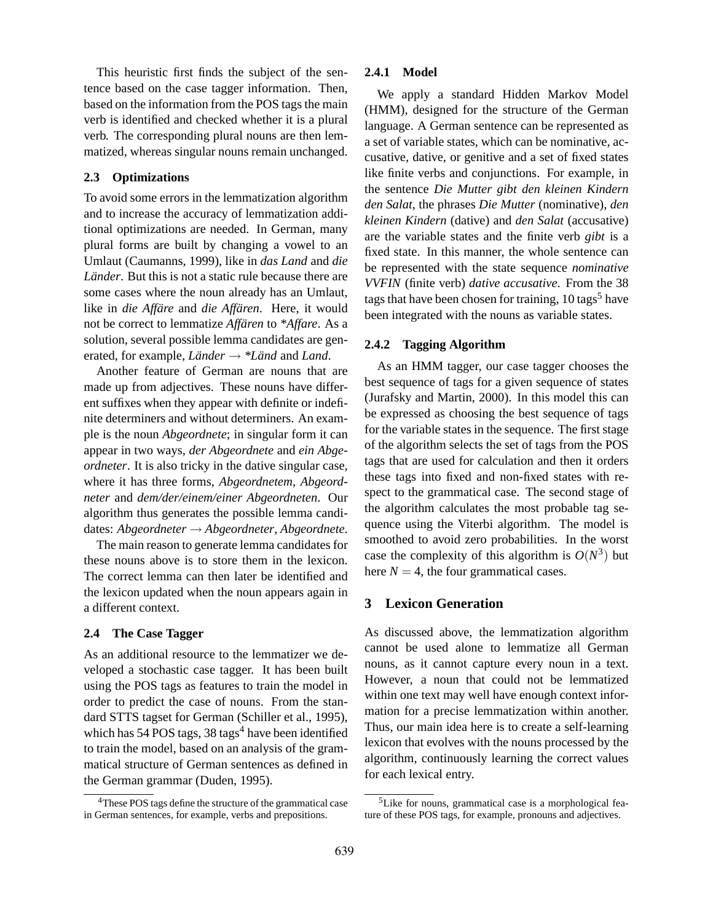This heuristic first finds the subject of the sentence based on the case tagger information. Then, based on the information from the POS tags the main verb is identified and checked whether it is a plural verb. The corresponding plural nouns are then lemmatized, whereas singular nouns remain unchanged.

### 2.3 Optimizations

To avoid some errors in the lemmatization algorithm and to increase the accuracy of lemmatization additional optimizations are needed. In German, many plural forms are built by changing a vowel to an Umlaut (Caumanns, 1999), like in *das Land* and *die Länder*. But this is not a static rule because there are some cases where the noun already has an Umlaut, like in *die Affäre* and *die Affären*. Here, it would not be correct to lemmatize *Affären* to *\*Affare*. As a solution, several possible lemma candidates are generated, for example, *Länder* → *\*Länd* and *Land*.

Another feature of German are nouns that are made up from adjectives. These nouns have different suffixes when they appear with definite or indefinite determiners and without determiners. An example is the noun *Abgeordnete*; in singular form it can appear in two ways, *der Abgeordnete* and *ein Abgeordneter*. It is also tricky in the dative singular case, where it has three forms, *Abgeordnetem*, *Abgeordneter* and *dem/der/einem/einer Abgeordneten*. Our algorithm thus generates the possible lemma candidates: *Abgeordneter* → *Abgeordneter*, *Abgeordnete*.

The main reason to generate lemma candidates for these nouns above is to store them in the lexicon. The correct lemma can then later be identified and the lexicon updated when the noun appears again in a different context.

### 2.4 The Case Tagger

As an additional resource to the lemmatizer we developed a stochastic case tagger. It has been built using the POS tags as features to train the model in order to predict the case of nouns. From the standard STTS tagset for German (Schiller et al., 1995), which has 54 POS tags, 38 tags[4] have been identified to train the model, based on an analysis of the grammatical structure of German sentences as defined in the German grammar (Duden, 1995).

#### 2.4.1 Model

We apply a standard Hidden Markov Model (HMM), designed for the structure of the German language. A German sentence can be represented as a set of variable states, which can be nominative, accusative, dative, or genitive and a set of fixed states like finite verbs and conjunctions. For example, in the sentence *Die Mutter gibt den kleinen Kindern den Salat*, the phrases *Die Mutter* (nominative), *den kleinen Kindern* (dative) and *den Salat* (accusative) are the variable states and the finite verb *gibt* is a fixed state. In this manner, the whole sentence can be represented with the state sequence *nominative VVFIN* (finite verb) *dative accusative*. From the 38 tags that have been chosen for training, 10 tags[5] have been integrated with the nouns as variable states.

#### 2.4.2 Tagging Algorithm

As an HMM tagger, our case tagger chooses the best sequence of tags for a given sequence of states (Jurafsky and Martin, 2000). In this model this can be expressed as choosing the best sequence of tags for the variable states in the sequence. The first stage of the algorithm selects the set of tags from the POS tags that are used for calculation and then it orders these tags into fixed and non-fixed states with respect to the grammatical case. The second stage of the algorithm calculates the most probable tag sequence using the Viterbi algorithm. The model is smoothed to avoid zero probabilities. In the worst case the complexity of this algorithm is $O(N^3)$ but here $N = 4$, the four grammatical cases.

## 3 Lexicon Generation

As discussed above, the lemmatization algorithm cannot be used alone to lemmatize all German nouns, as it cannot capture every noun in a text. However, a noun that could not be lemmatized within one text may well have enough context information for a precise lemmatization within another. Thus, our main idea here is to create a self-learning lexicon that evolves with the nouns processed by the algorithm, continuously learning the correct values for each lexical entry.

---

[4] These POS tags define the structure of the grammatical case in German sentences, for example, verbs and prepositions.

[5] Like for nouns, grammatical case is a morphological feature of these POS tags, for example, pronouns and adjectives.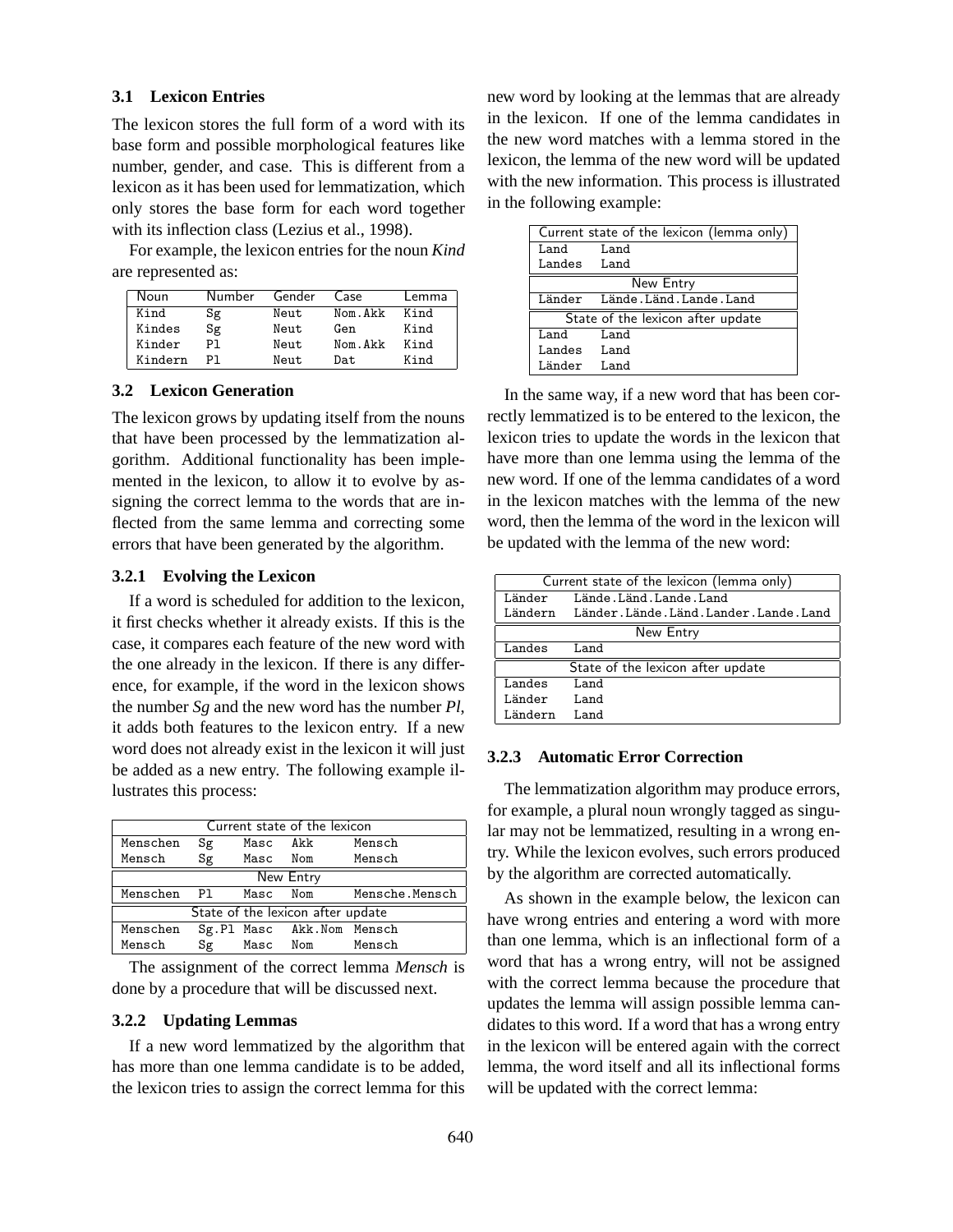### 3.1 Lexicon Entries

The lexicon stores the full form of a word with its base form and possible morphological features like number, gender, and case. This is different from a lexicon as it has been used for lemmatization, which only stores the base form for each word together with its inflection class (Lezius et al., 1998).

For example, the lexicon entries for the noun *Kind* are represented as:

| Noun | Number | Gender | Case | Lemma |
|---|---|---|---|---|
| Kind | Sg | Neut | Nom.Akk | Kind |
| Kindes | Sg | Neut | Gen | Kind |
| Kinder | Pl | Neut | Nom.Akk | Kind |
| Kindern | Pl | Neut | Dat | Kind |

### 3.2 Lexicon Generation

The lexicon grows by updating itself from the nouns that have been processed by the lemmatization algorithm. Additional functionality has been implemented in the lexicon, to allow it to evolve by assigning the correct lemma to the words that are inflected from the same lemma and correcting some errors that have been generated by the algorithm.

#### 3.2.1 Evolving the Lexicon

If a word is scheduled for addition to the lexicon, it first checks whether it already exists. If this is the case, it compares each feature of the new word with the one already in the lexicon. If there is any difference, for example, if the word in the lexicon shows the number *Sg* and the new word has the number *Pl*, it adds both features to the lexicon entry. If a new word does not already exist in the lexicon it will just be added as a new entry. The following example illustrates this process:

| Current state of the lexicon | | | | |
|---|---|---|---|---|
| Menschen | Sg | Masc | Akk | Mensch |
| Mensch | Sg | Masc | Nom | Mensch |
| **New Entry** | | | | |
| Menschen | Pl | Masc | Nom | Mensche.Mensch |
| **State of the lexicon after update** | | | | |
| Menschen | Sg.Pl | Masc | Akk.Nom | Mensch |
| Mensch | Sg | Masc | Nom | Mensch |

The assignment of the correct lemma *Mensch* is done by a procedure that will be discussed next.

#### 3.2.2 Updating Lemmas

If a new word lemmatized by the algorithm that has more than one lemma candidate is to be added, the lexicon tries to assign the correct lemma for this new word by looking at the lemmas that are already in the lexicon. If one of the lemma candidates in the new word matches with a lemma stored in the lexicon, the lemma of the new word will be updated with the new information. This process is illustrated in the following example:

| Current state of the lexicon (lemma only) | |
|---|---|
| Land | Land |
| Landes | Land |
| **New Entry** | |
| Länder | Lände.Länd.Lande.Land |
| **State of the lexicon after update** | |
| Land | Land |
| Landes | Land |
| Länder | Land |

In the same way, if a new word that has been correctly lemmatized is to be entered to the lexicon, the lexicon tries to update the words in the lexicon that have more than one lemma using the lemma of the new word. If one of the lemma candidates of a word in the lexicon matches with the lemma of the new word, then the lemma of the word in the lexicon will be updated with the lemma of the new word:

| Current state of the lexicon (lemma only) | |
|---|---|
| Länder | Lände.Länd.Lande.Land |
| Ländern | Länder.Lände.Länd.Lander.Lande.Land |
| **New Entry** | |
| Landes | Land |
| **State of the lexicon after update** | |
| Landes | Land |
| Länder | Land |
| Ländern | Land |

#### 3.2.3 Automatic Error Correction

The lemmatization algorithm may produce errors, for example, a plural noun wrongly tagged as singular may not be lemmatized, resulting in a wrong entry. While the lexicon evolves, such errors produced by the algorithm are corrected automatically.

As shown in the example below, the lexicon can have wrong entries and entering a word with more than one lemma, which is an inflectional form of a word that has a wrong entry, will not be assigned with the correct lemma because the procedure that updates the lemma will assign possible lemma candidates to this word. If a word that has a wrong entry in the lexicon will be entered again with the correct lemma, the word itself and all its inflectional forms will be updated with the correct lemma: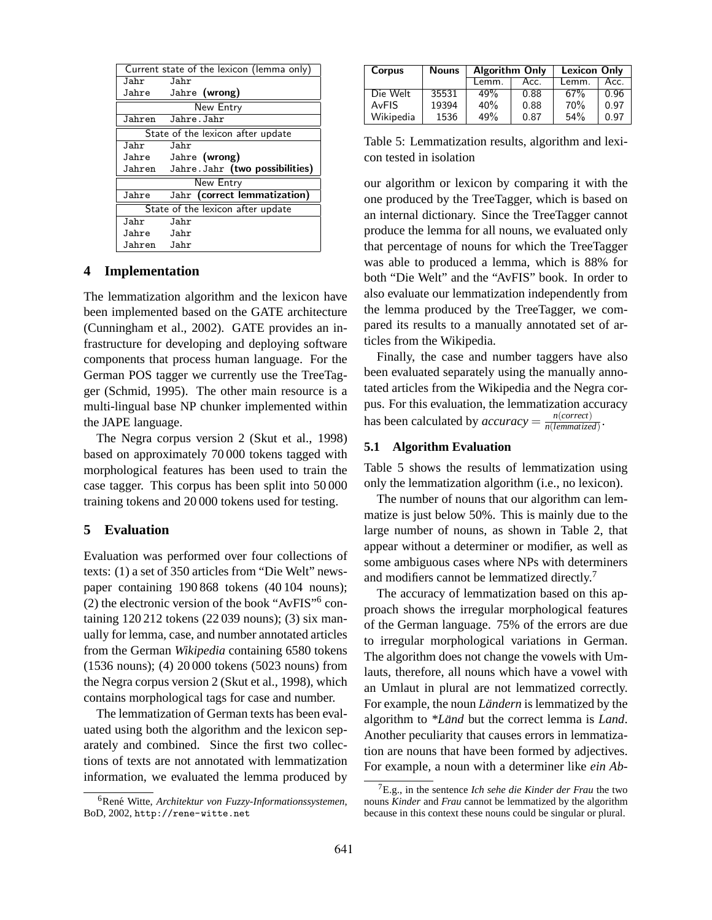| Current state of the lexicon (lemma only) | |
|---|---|
| Jahr | Jahr |
| Jahre | Jahre **(wrong)** |
| New Entry | |
| Jahren | Jahre.Jahr |
| State of the lexicon after update | |
| Jahr | Jahr |
| Jahre | Jahre **(wrong)** |
| Jahren | Jahre.Jahr **(two possibilities)** |
| New Entry | |
| Jahre | Jahr **(correct lemmatization)** |
| State of the lexicon after update | |
| Jahr | Jahr |
| Jahre | Jahr |
| Jahren | Jahr |

## 4 Implementation

The lemmatization algorithm and the lexicon have been implemented based on the GATE architecture (Cunningham et al., 2002). GATE provides an infrastructure for developing and deploying software components that process human language. For the German POS tagger we currently use the TreeTagger (Schmid, 1995). The other main resource is a multi-lingual base NP chunker implemented within the JAPE language.

The Negra corpus version 2 (Skut et al., 1998) based on approximately 70 000 tokens tagged with morphological features has been used to train the case tagger. This corpus has been split into 50 000 training tokens and 20 000 tokens used for testing.

## 5 Evaluation

Evaluation was performed over four collections of texts: (1) a set of 350 articles from "Die Welt" newspaper containing 190 868 tokens (40 104 nouns); (2) the electronic version of the book "AvFIS"[6] containing 120 212 tokens (22 039 nouns); (3) six manually for lemma, case, and number annotated articles from the German *Wikipedia* containing 6580 tokens (1536 nouns); (4) 20 000 tokens (5023 nouns) from the Negra corpus version 2 (Skut et al., 1998), which contains morphological tags for case and number.

The lemmatization of German texts has been evaluated using both the algorithm and the lexicon separately and combined. Since the first two collections of texts are not annotated with lemmatization information, we evaluated the lemma produced by our algorithm or lexicon by comparing it with the one produced by the TreeTagger, which is based on an internal dictionary. Since the TreeTagger cannot produce the lemma for all nouns, we evaluated only that percentage of nouns for which the TreeTagger was able to produced a lemma, which is 88% for both "Die Welt" and the "AvFIS" book. In order to also evaluate our lemmatization independently from the lemma produced by the TreeTagger, we compared its results to a manually annotated set of articles from the Wikipedia.

| Corpus | Nouns | Algorithm Only | | Lexicon Only | |
|---|---|---|---|---|---|
| | | Lemm. | Acc. | Lemm. | Acc. |
| Die Welt | 35531 | 49% | 0.88 | 67% | 0.96 |
| AvFIS | 19394 | 40% | 0.88 | 70% | 0.97 |
| Wikipedia | 1536 | 49% | 0.87 | 54% | 0.97 |

Table 5: Lemmatization results, algorithm and lexicon tested in isolation

Finally, the case and number taggers have also been evaluated separately using the manually annotated articles from the Wikipedia and the Negra corpus. For this evaluation, the lemmatization accuracy has been calculated by $accuracy = \frac{n(correct)}{n(lemmatized)}$.

### 5.1 Algorithm Evaluation

Table 5 shows the results of lemmatization using only the lemmatization algorithm (i.e., no lexicon).

The number of nouns that our algorithm can lemmatize is just below 50%. This is mainly due to the large number of nouns, as shown in Table 2, that appear without a determiner or modifier, as well as some ambiguous cases where NPs with determiners and modifiers cannot be lemmatized directly.[7]

The accuracy of lemmatization based on this approach shows the irregular morphological features of the German language. 75% of the errors are due to irregular morphological variations in German. The algorithm does not change the vowels with Umlauts, therefore, all nouns which have a vowel with an Umlaut in plural are not lemmatized correctly. For example, the noun *Ländern* is lemmatized by the algorithm to *\*Länd* but the correct lemma is *Land*. Another peculiarity that causes errors in lemmatization are nouns that have been formed by adjectives. For example, a noun with a determiner like *ein Ab-*

---

[6] René Witte, *Architektur von Fuzzy-Informationssystemen*, BoD, 2002, http://rene-witte.net

[7] E.g., in the sentence *Ich sehe die Kinder der Frau* the two nouns *Kinder* and *Frau* cannot be lemmatized by the algorithm because in this context these nouns could be singular or plural.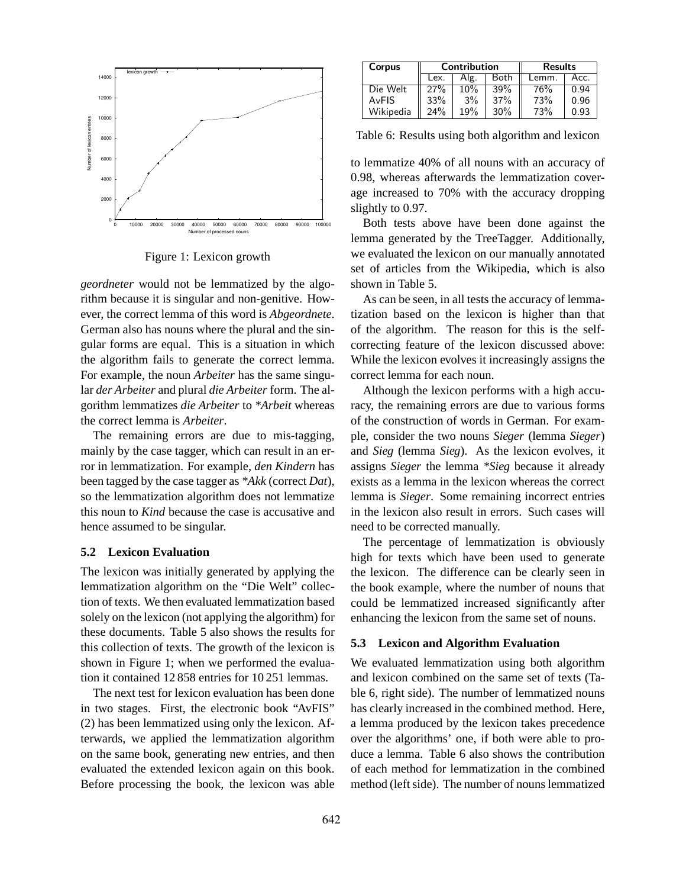Figure 1: Lexicon growth

*geordneter* would not be lemmatized by the algorithm because it is singular and non-genitive. However, the correct lemma of this word is *Abgeordnete*. German also has nouns where the plural and the singular forms are equal. This is a situation in which the algorithm fails to generate the correct lemma. For example, the noun *Arbeiter* has the same singular *der Arbeiter* and plural *die Arbeiter* form. The algorithm lemmatizes *die Arbeiter* to *\*Arbeit* whereas the correct lemma is *Arbeiter*.

The remaining errors are due to mis-tagging, mainly by the case tagger, which can result in an error in lemmatization. For example, *den Kindern* has been tagged by the case tagger as *\*Akk* (correct *Dat*), so the lemmatization algorithm does not lemmatize this noun to *Kind* because the case is accusative and hence assumed to be singular.

### 5.2 Lexicon Evaluation

The lexicon was initially generated by applying the lemmatization algorithm on the "Die Welt" collection of texts. We then evaluated lemmatization based solely on the lexicon (not applying the algorithm) for these documents. Table 5 also shows the results for this collection of texts. The growth of the lexicon is shown in Figure 1; when we performed the evaluation it contained 12 858 entries for 10 251 lemmas.

The next test for lexicon evaluation has been done in two stages. First, the electronic book "AvFIS" (2) has been lemmatized using only the lexicon. Afterwards, we applied the lemmatization algorithm on the same book, generating new entries, and then evaluated the extended lexicon again on this book. Before processing the book, the lexicon was able to lemmatize 40% of all nouns with an accuracy of 0.98, whereas afterwards the lemmatization coverage increased to 70% with the accuracy dropping slightly to 0.97.

Both tests above have been done against the lemma generated by the TreeTagger. Additionally, we evaluated the lexicon on our manually annotated set of articles from the Wikipedia, which is also shown in Table 5.

As can be seen, in all tests the accuracy of lemmatization based on the lexicon is higher than that of the algorithm. The reason for this is the self-correcting feature of the lexicon discussed above: While the lexicon evolves it increasingly assigns the correct lemma for each noun.

Although the lexicon performs with a high accuracy, the remaining errors are due to various forms of the construction of words in German. For example, consider the two nouns *Sieger* (lemma *Sieger*) and *Sieg* (lemma *Sieg*). As the lexicon evolves, it assigns *Sieger* the lemma *\*Sieg* because it already exists as a lemma in the lexicon whereas the correct lemma is *Sieger*. Some remaining incorrect entries in the lexicon also result in errors. Such cases will need to be corrected manually.

The percentage of lemmatization is obviously high for texts which have been used to generate the lexicon. The difference can be clearly seen in the book example, where the number of nouns that could be lemmatized increased significantly after enhancing the lexicon from the same set of nouns.

| Corpus | Contribution | | | Results | |
|---|---|---|---|---|---|
| | Lex. | Alg. | Both | Lemm. | Acc. |
| Die Welt | 27% | 10% | 39% | 76% | 0.94 |
| AvFIS | 33% | 3% | 37% | 73% | 0.96 |
| Wikipedia | 24% | 19% | 30% | 73% | 0.93 |

Table 6: Results using both algorithm and lexicon

### 5.3 Lexicon and Algorithm Evaluation

We evaluated lemmatization using both algorithm and lexicon combined on the same set of texts (Table 6, right side). The number of lemmatized nouns has clearly increased in the combined method. Here, a lemma produced by the lexicon takes precedence over the algorithms' one, if both were able to produce a lemma. Table 6 also shows the contribution of each method for lemmatization in the combined method (left side). The number of nouns lemmatized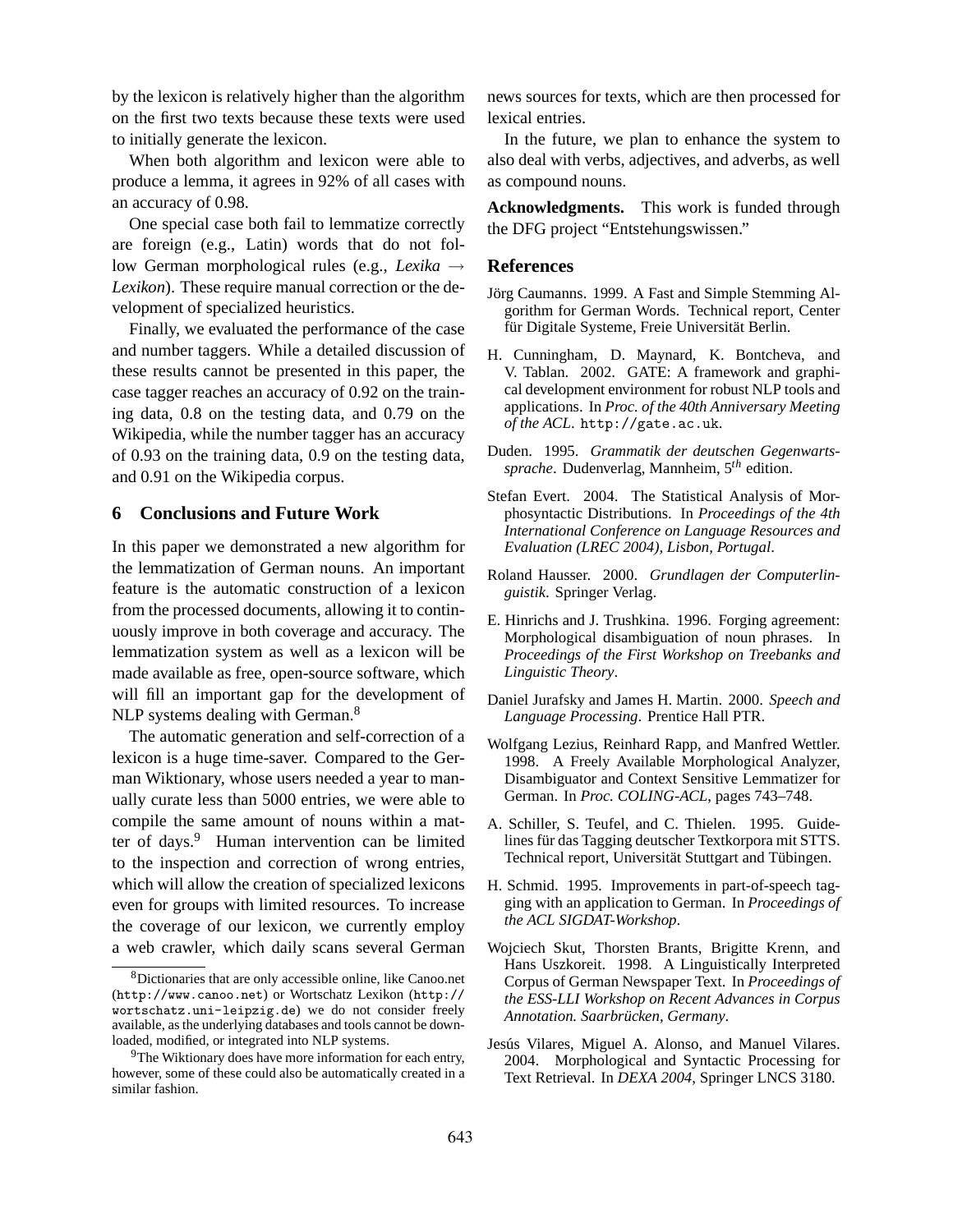by the lexicon is relatively higher than the algorithm on the first two texts because these texts were used to initially generate the lexicon.

When both algorithm and lexicon were able to produce a lemma, it agrees in 92% of all cases with an accuracy of 0.98.

One special case both fail to lemmatize correctly are foreign (e.g., Latin) words that do not follow German morphological rules (e.g., *Lexika* → *Lexikon*). These require manual correction or the development of specialized heuristics.

Finally, we evaluated the performance of the case and number taggers. While a detailed discussion of these results cannot be presented in this paper, the case tagger reaches an accuracy of 0.92 on the training data, 0.8 on the testing data, and 0.79 on the Wikipedia, while the number tagger has an accuracy of 0.93 on the training data, 0.9 on the testing data, and 0.91 on the Wikipedia corpus.

## 6 Conclusions and Future Work

In this paper we demonstrated a new algorithm for the lemmatization of German nouns. An important feature is the automatic construction of a lexicon from the processed documents, allowing it to continuously improve in both coverage and accuracy. The lemmatization system as well as a lexicon will be made available as free, open-source software, which will fill an important gap for the development of NLP systems dealing with German.[8]

The automatic generation and self-correction of a lexicon is a huge time-saver. Compared to the German Wiktionary, whose users needed a year to manually curate less than 5000 entries, we were able to compile the same amount of nouns within a matter of days.[9] Human intervention can be limited to the inspection and correction of wrong entries, which will allow the creation of specialized lexicons even for groups with limited resources. To increase the coverage of our lexicon, we currently employ a web crawler, which daily scans several German news sources for texts, which are then processed for lexical entries.

In the future, we plan to enhance the system to also deal with verbs, adjectives, and adverbs, as well as compound nouns.

**Acknowledgments.** This work is funded through the DFG project "Entstehungswissen."

[8] Dictionaries that are only accessible online, like Canoo.net (`http://www.canoo.net`) or Wortschatz Lexikon (`http://wortschatz.uni-leipzig.de`) we do not consider freely available, as the underlying databases and tools cannot be downloaded, modified, or integrated into NLP systems.

[9] The Wiktionary does have more information for each entry, however, some of these could also be automatically created in a similar fashion.

## References

Jörg Caumanns. 1999. A Fast and Simple Stemming Algorithm for German Words. Technical report, Center für Digitale Systeme, Freie Universität Berlin.

H. Cunningham, D. Maynard, K. Bontcheva, and V. Tablan. 2002. GATE: A framework and graphical development environment for robust NLP tools and applications. In *Proc. of the 40th Anniversary Meeting of the ACL*. `http://gate.ac.uk`.

Duden. 1995. *Grammatik der deutschen Gegenwartssprache*. Dudenverlag, Mannheim, 5$^{th}$ edition.

Stefan Evert. 2004. The Statistical Analysis of Morphosyntactic Distributions. In *Proceedings of the 4th International Conference on Language Resources and Evaluation (LREC 2004), Lisbon, Portugal*.

Roland Hausser. 2000. *Grundlagen der Computerlinguistik*. Springer Verlag.

E. Hinrichs and J. Trushkina. 1996. Forging agreement: Morphological disambiguation of noun phrases. In *Proceedings of the First Workshop on Treebanks and Linguistic Theory*.

Daniel Jurafsky and James H. Martin. 2000. *Speech and Language Processing*. Prentice Hall PTR.

Wolfgang Lezius, Reinhard Rapp, and Manfred Wettler. 1998. A Freely Available Morphological Analyzer, Disambiguator and Context Sensitive Lemmatizer for German. In *Proc. COLING-ACL*, pages 743–748.

A. Schiller, S. Teufel, and C. Thielen. 1995. Guidelines für das Tagging deutscher Textkorpora mit STTS. Technical report, Universität Stuttgart and Tübingen.

H. Schmid. 1995. Improvements in part-of-speech tagging with an application to German. In *Proceedings of the ACL SIGDAT-Workshop*.

Wojciech Skut, Thorsten Brants, Brigitte Krenn, and Hans Uszkoreit. 1998. A Linguistically Interpreted Corpus of German Newspaper Text. In *Proceedings of the ESS-LLI Workshop on Recent Advances in Corpus Annotation. Saarbrücken, Germany*.

Jesús Vilares, Miguel A. Alonso, and Manuel Vilares. 2004. Morphological and Syntactic Processing for Text Retrieval. In *DEXA 2004*, Springer LNCS 3180.